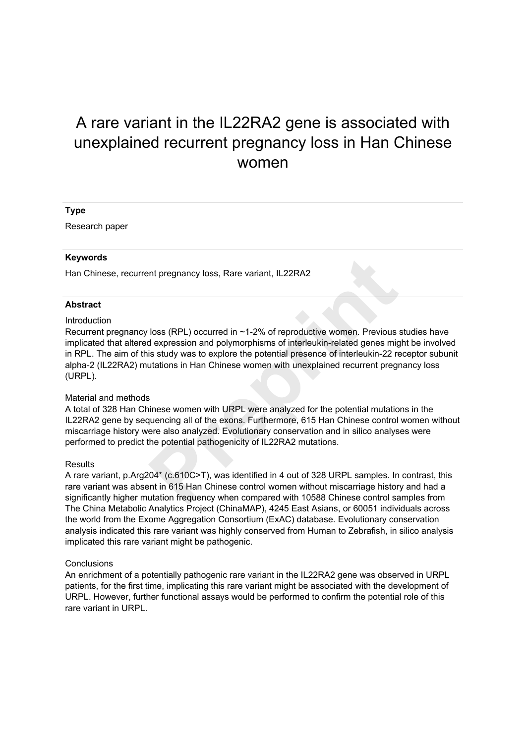# A rare variant in the IL22RA2 gene is associated with unexplained recurrent pregnancy loss in Han Chinese women

**Type**

Research paper

**Keywords**

Han Chinese, recurrent pregnancy loss, Rare variant, IL22RA2

**Abstract**

Introduction

Recurrent pregnancy loss (RPL) occurred in ~1-2% of reproductive women. Previous studies have implicated that altered expression and polymorphisms of interleukin-related genes might be involved in RPL. The aim of this study was to explore the potential presence of interleukin-22 receptor subunit alpha-2 (IL22RA2) mutations in Han Chinese women with unexplained recurrent pregnancy loss (URPL).

Material and methods

A total of 328 Han Chinese women with URPL were analyzed for the potential mutations in the IL22RA2 gene by sequencing all of the exons. Furthermore, 615 Han Chinese control women without miscarriage history were also analyzed. Evolutionary conservation and in silico analyses were performed to predict the potential pathogenicity of IL22RA2 mutations.

Results

A rare variant, p.Arg204* (c.610C>T), was identified in 4 out of 328 URPL samples. In contrast, this rare variant was absent in 615 Han Chinese control women without miscarriage history and had a significantly higher mutation frequency when compared with 10588 Chinese control samples from The China Metabolic Analytics Project (ChinaMAP), 4245 East Asians, or 60051 individuals across the world from the Exome Aggregation Consortium (ExAC) database. Evolutionary conservation analysis indicated this rare variant was highly conserved from Human to Zebrafish, in silico analysis implicated this rare variant might be pathogenic.

Conclusions

An enrichment of a potentially pathogenic rare variant in the IL22RA2 gene was observed in URPL patients, for the first time, implicating this rare variant might be associated with the development of URPL. However, further functional assays would be performed to confirm the potential role of this rare variant in URPL.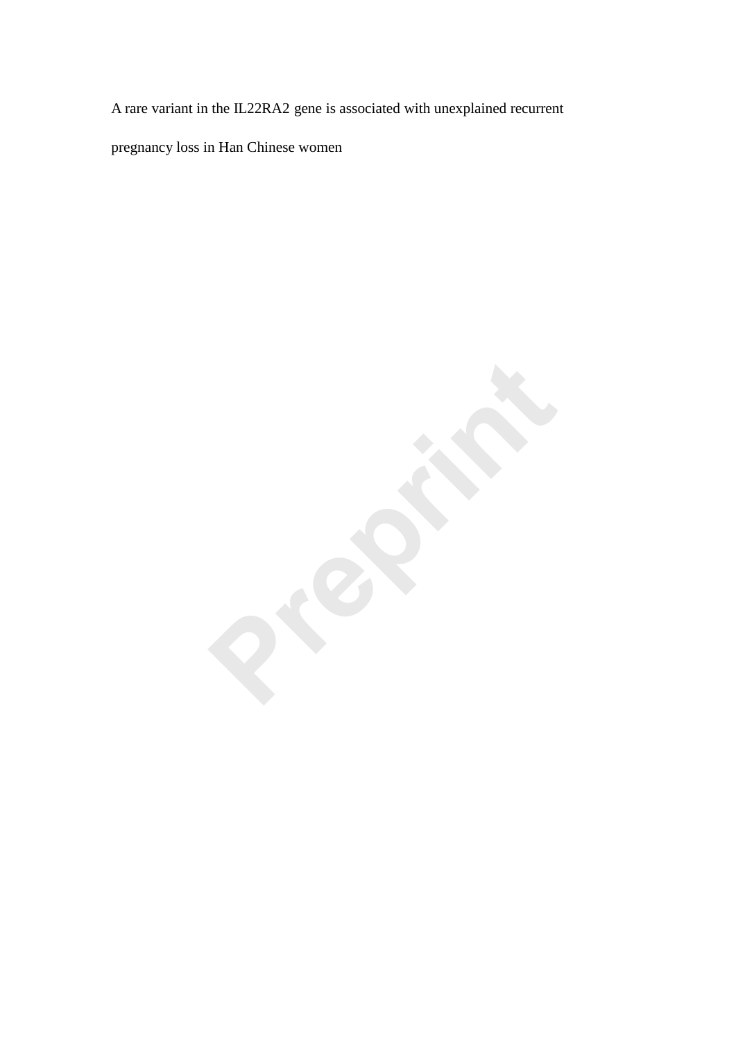A rare variant in the IL22RA2 gene is associated with unexplained recurrent pregnancy loss in Han Chinese women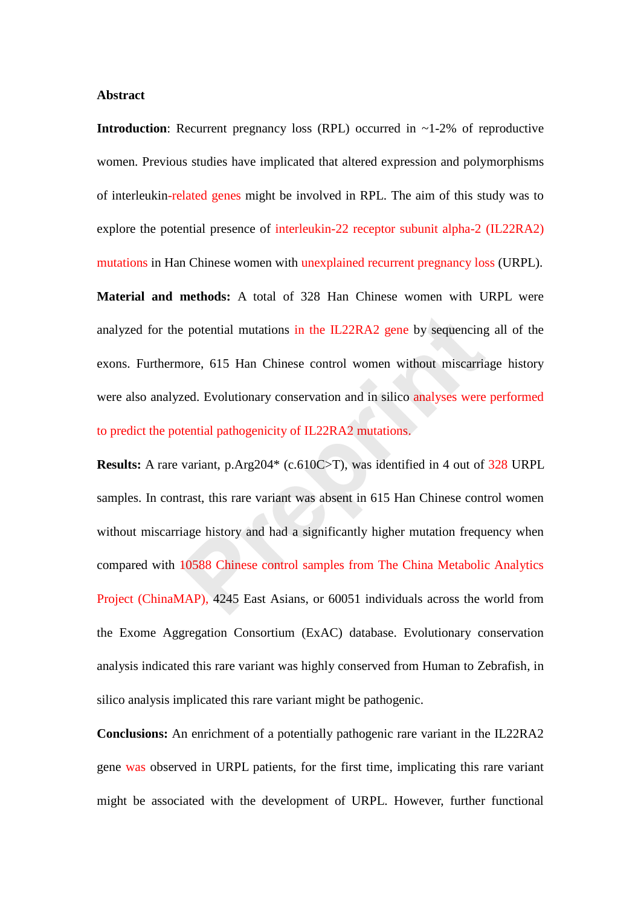**Abstract**

**Introduction**: Recurrent pregnancy loss (RPL) occurred in ~1-2% of reproductive women. Previous studies have implicated that altered expression and polymorphisms of interleukin-related genes might be involved in RPL. The aim of this study was to explore the potential presence of interleukin-22 receptor subunit alpha-2 (IL22RA2) mutations in Han Chinese women with unexplained recurrent pregnancy loss (URPL).

**Material and methods:** A total of 328 Han Chinese women with URPL were analyzed for the potential mutations in the IL22RA2 gene by sequencing all of the exons. Furthermore, 615 Han Chinese control women without miscarriage history were also analyzed. Evolutionary conservation and in silico analyses were performed to predict the potential pathogenicity of IL22RA2 mutations.

**Results:** A rare variant, p.Arg204* (c.610C>T), was identified in 4 out of 328 URPL samples. In contrast, this rare variant was absent in 615 Han Chinese control women without miscarriage history and had a significantly higher mutation frequency when compared with 10588 Chinese control samples from The China Metabolic Analytics Project (ChinaMAP), 4245 East Asians, or 60051 individuals across the world from the Exome Aggregation Consortium (ExAC) database. Evolutionary conservation analysis indicated this rare variant was highly conserved from Human to Zebrafish, in silico analysis implicated this rare variant might be pathogenic.

**Conclusions:** An enrichment of a potentially pathogenic rare variant in the IL22RA2 gene was observed in URPL patients, for the first time, implicating this rare variant might be associated with the development of URPL. However, further functional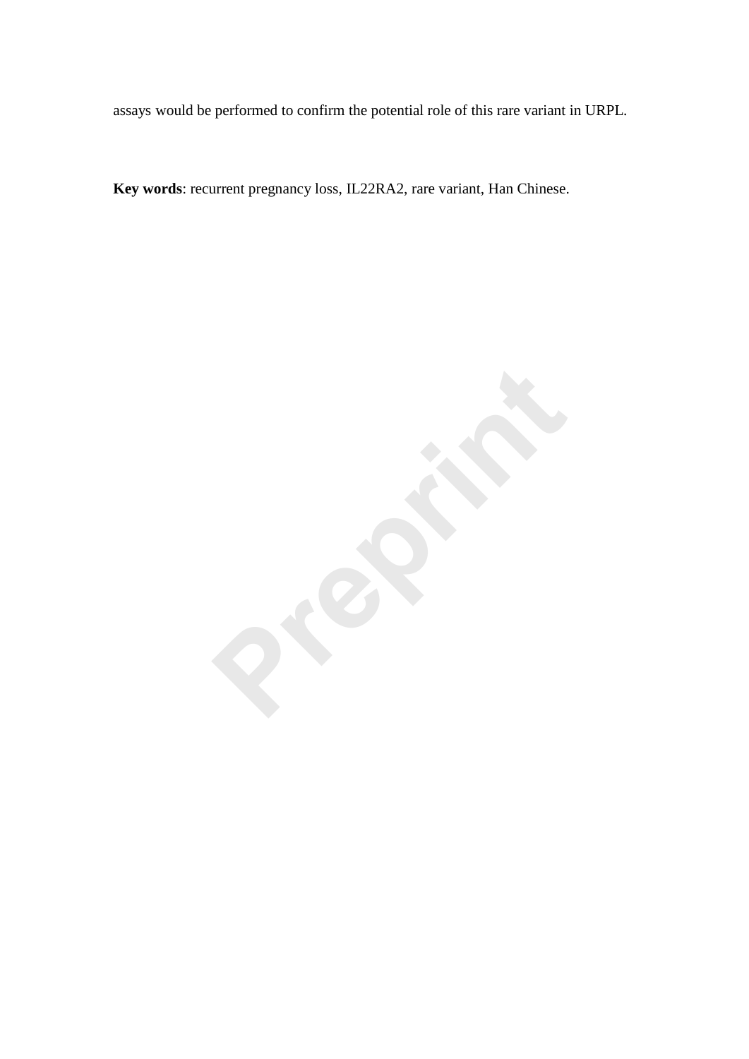assays would be performed to confirm the potential role of this rare variant in URPL.

**Key words**: recurrent pregnancy loss, IL22RA2, rare variant, Han Chinese.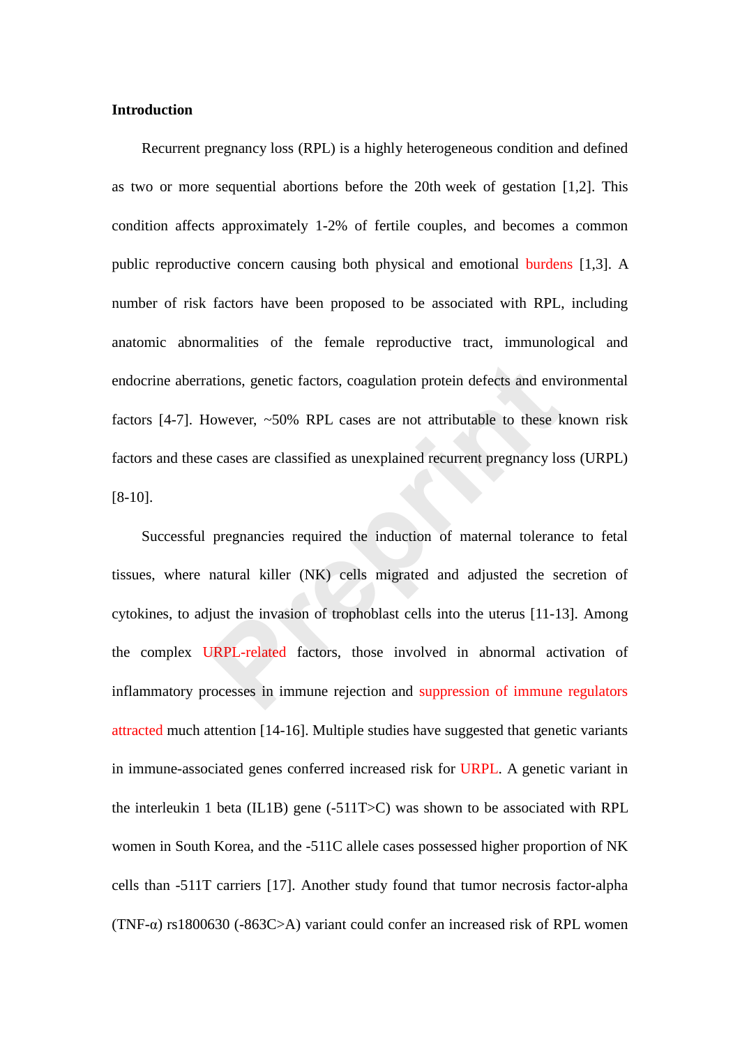## Introduction

Recurrent pregnancy loss (RPL) is a highly heterogeneous condition and defined as two or more sequential abortions before the 20th week of gestation [1,2]. This condition affects approximately 1-2% of fertile couples, and becomes a common public reproductive concern causing both physical and emotional burdens [1,3]. A number of risk factors have been proposed to be associated with RPL, including anatomic abnormalities of the female reproductive tract, immunological and endocrine aberrations, genetic factors, coagulation protein defects and environmental factors [4-7]. However, ~50% RPL cases are not attributable to these known risk factors and these cases are classified as unexplained recurrent pregnancy loss (URPL) [8-10].

Successful pregnancies required the induction of maternal tolerance to fetal tissues, where natural killer (NK) cells migrated and adjusted the secretion of cytokines, to adjust the invasion of trophoblast cells into the uterus [11-13]. Among the complex URPL-related factors, those involved in abnormal activation of inflammatory processes in immune rejection and suppression of immune regulators attracted much attention [14-16]. Multiple studies have suggested that genetic variants in immune-associated genes conferred increased risk for URPL. A genetic variant in the interleukin 1 beta (IL1B) gene (-511T>C) was shown to be associated with RPL women in South Korea, and the -511C allele cases possessed higher proportion of NK cells than -511T carriers [17]. Another study found that tumor necrosis factor-alpha (TNF-α) rs1800630 (-863C>A) variant could confer an increased risk of RPL women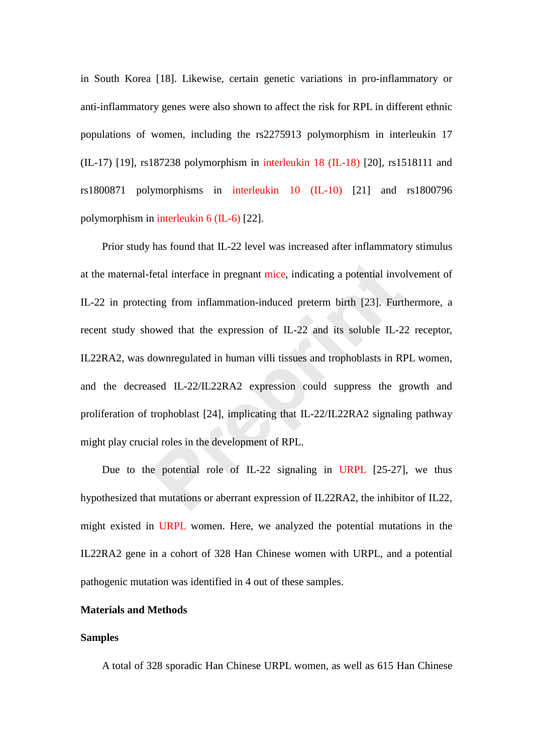in South Korea [18]. Likewise, certain genetic variations in pro-inflammatory or anti-inflammatory genes were also shown to affect the risk for RPL in different ethnic populations of women, including the rs2275913 polymorphism in interleukin 17 (IL-17) [19], rs187238 polymorphism in interleukin 18 (IL-18) [20], rs1518111 and rs1800871 polymorphisms in interleukin 10 (IL-10) [21] and rs1800796 polymorphism in interleukin 6 (IL-6) [22].

Prior study has found that IL-22 level was increased after inflammatory stimulus at the maternal-fetal interface in pregnant mice, indicating a potential involvement of IL-22 in protecting from inflammation-induced preterm birth [23]. Furthermore, a recent study showed that the expression of IL-22 and its soluble IL-22 receptor, IL22RA2, was downregulated in human villi tissues and trophoblasts in RPL women, and the decreased IL-22/IL22RA2 expression could suppress the growth and proliferation of trophoblast [24], implicating that IL-22/IL22RA2 signaling pathway might play crucial roles in the development of RPL.

Due to the potential role of IL-22 signaling in URPL [25-27], we thus hypothesized that mutations or aberrant expression of IL22RA2, the inhibitor of IL22, might existed in URPL women. Here, we analyzed the potential mutations in the IL22RA2 gene in a cohort of 328 Han Chinese women with URPL, and a potential pathogenic mutation was identified in 4 out of these samples.

## Materials and Methods

### Samples

A total of 328 sporadic Han Chinese URPL women, as well as 615 Han Chinese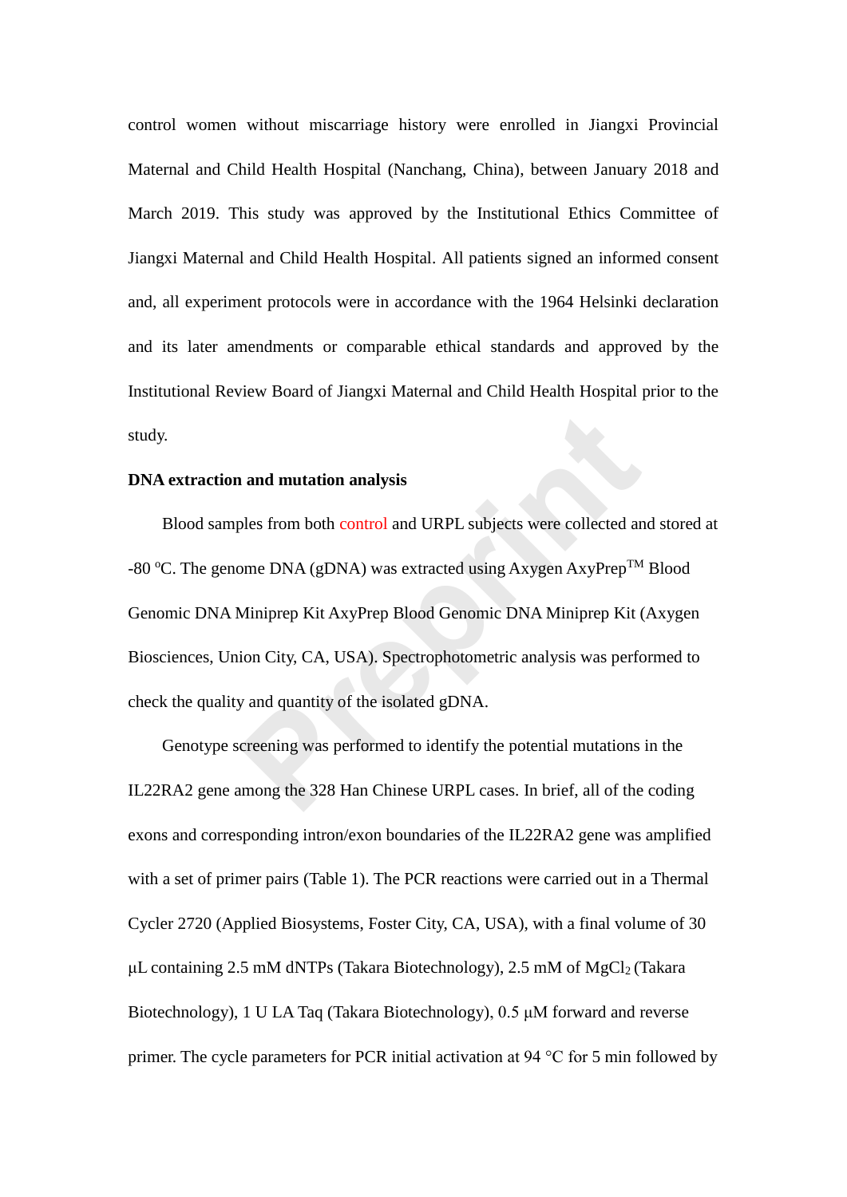control women without miscarriage history were enrolled in Jiangxi Provincial Maternal and Child Health Hospital (Nanchang, China), between January 2018 and March 2019. This study was approved by the Institutional Ethics Committee of Jiangxi Maternal and Child Health Hospital. All patients signed an informed consent and, all experiment protocols were in accordance with the 1964 Helsinki declaration and its later amendments or comparable ethical standards and approved by the Institutional Review Board of Jiangxi Maternal and Child Health Hospital prior to the study.

**DNA extraction and mutation analysis**

Blood samples from both control and URPL subjects were collected and stored at -80 $^{o}$C. The genome DNA (gDNA) was extracted using Axygen AxyPrep™ Blood Genomic DNA Miniprep Kit AxyPrep Blood Genomic DNA Miniprep Kit (Axygen Biosciences, Union City, CA, USA). Spectrophotometric analysis was performed to check the quality and quantity of the isolated gDNA.

Genotype screening was performed to identify the potential mutations in the IL22RA2 gene among the 328 Han Chinese URPL cases. In brief, all of the coding exons and corresponding intron/exon boundaries of the IL22RA2 gene was amplified with a set of primer pairs (Table 1). The PCR reactions were carried out in a Thermal Cycler 2720 (Applied Biosystems, Foster City, CA, USA), with a final volume of 30 μL containing 2.5 mM dNTPs (Takara Biotechnology), 2.5 mM of $MgCl_2$ (Takara Biotechnology), 1 U LA Taq (Takara Biotechnology), 0.5 μM forward and reverse primer. The cycle parameters for PCR initial activation at 94 °C for 5 min followed by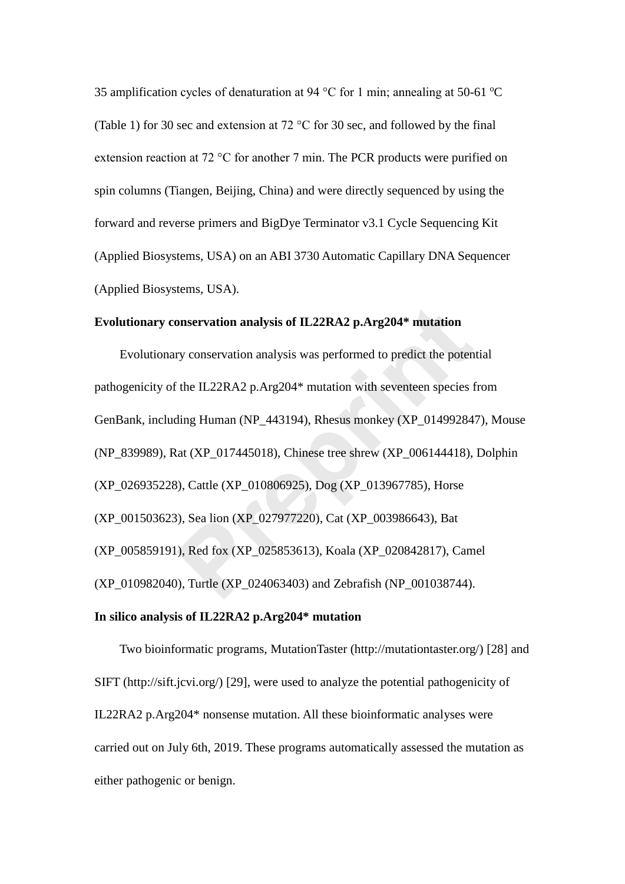35 amplification cycles of denaturation at 94 °C for 1 min; annealing at 50-61 ºC (Table 1) for 30 sec and extension at 72 °C for 30 sec, and followed by the final extension reaction at 72 °C for another 7 min. The PCR products were purified on spin columns (Tiangen, Beijing, China) and were directly sequenced by using the forward and reverse primers and BigDye Terminator v3.1 Cycle Sequencing Kit (Applied Biosystems, USA) on an ABI 3730 Automatic Capillary DNA Sequencer (Applied Biosystems, USA).

**Evolutionary conservation analysis of IL22RA2 p.Arg204* mutation**

Evolutionary conservation analysis was performed to predict the potential pathogenicity of the IL22RA2 p.Arg204* mutation with seventeen species from GenBank, including Human (NP_443194), Rhesus monkey (XP_014992847), Mouse (NP_839989), Rat (XP_017445018), Chinese tree shrew (XP_006144418), Dolphin (XP_026935228), Cattle (XP_010806925), Dog (XP_013967785), Horse (XP_001503623), Sea lion (XP_027977220), Cat (XP_003986643), Bat (XP_005859191), Red fox (XP_025853613), Koala (XP_020842817), Camel (XP_010982040), Turtle (XP_024063403) and Zebrafish (NP_001038744).

**In silico analysis of IL22RA2 p.Arg204* mutation**

Two bioinformatic programs, MutationTaster (http://mutationtaster.org/) [28] and SIFT (http://sift.jcvi.org/) [29], were used to analyze the potential pathogenicity of IL22RA2 p.Arg204* nonsense mutation. All these bioinformatic analyses were carried out on July 6th, 2019. These programs automatically assessed the mutation as either pathogenic or benign.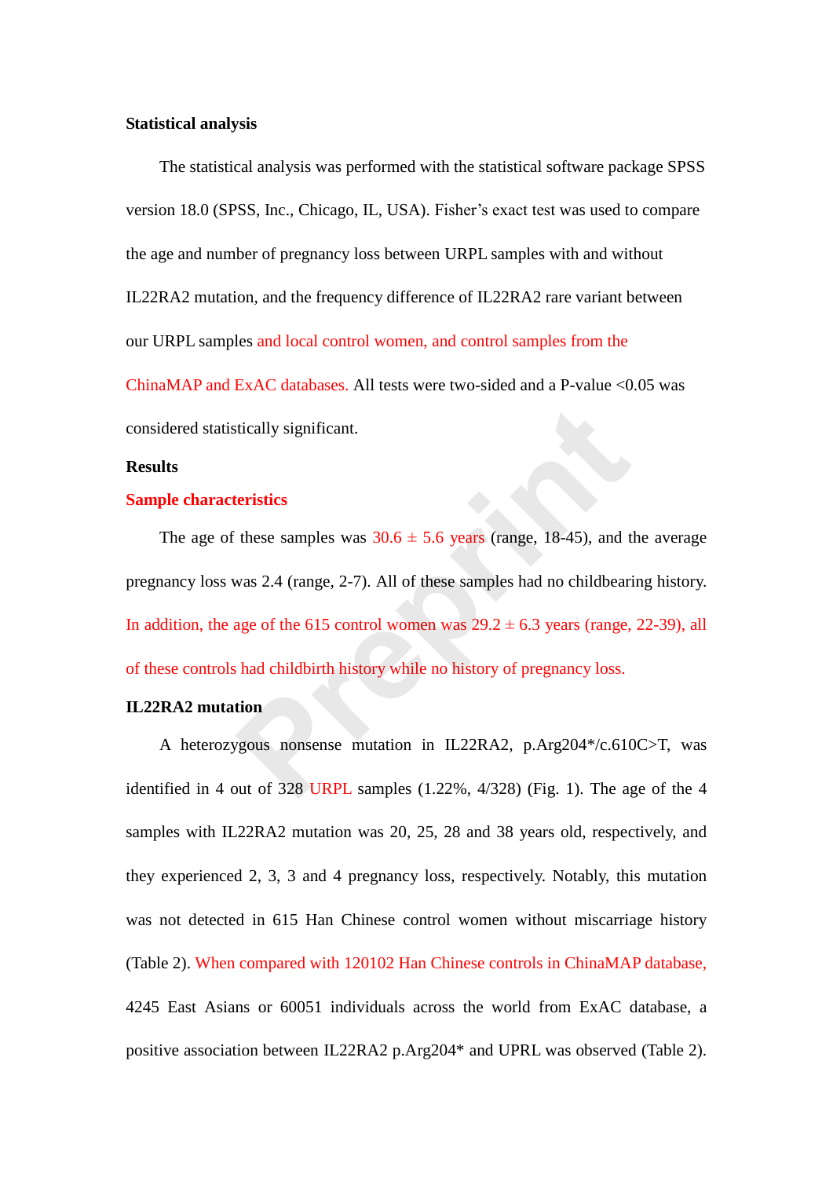**Statistical analysis**

The statistical analysis was performed with the statistical software package SPSS version 18.0 (SPSS, Inc., Chicago, IL, USA). Fisher's exact test was used to compare the age and number of pregnancy loss between URPL samples with and without IL22RA2 mutation, and the frequency difference of IL22RA2 rare variant between our URPL samples and local control women, and control samples from the ChinaMAP and ExAC databases. All tests were two-sided and a P-value <0.05 was considered statistically significant.

**Results**

**Sample characteristics**

The age of these samples was 30.6 ± 5.6 years (range, 18-45), and the average pregnancy loss was 2.4 (range, 2-7). All of these samples had no childbearing history. In addition, the age of the 615 control women was 29.2 ± 6.3 years (range, 22-39), all of these controls had childbirth history while no history of pregnancy loss.

**IL22RA2 mutation**

A heterozygous nonsense mutation in IL22RA2, p.Arg204*/c.610C>T, was identified in 4 out of 328 URPL samples (1.22%, 4/328) (Fig. 1). The age of the 4 samples with IL22RA2 mutation was 20, 25, 28 and 38 years old, respectively, and they experienced 2, 3, 3 and 4 pregnancy loss, respectively. Notably, this mutation was not detected in 615 Han Chinese control women without miscarriage history (Table 2). When compared with 120102 Han Chinese controls in ChinaMAP database, 4245 East Asians or 60051 individuals across the world from ExAC database, a positive association between IL22RA2 p.Arg204* and UPRL was observed (Table 2).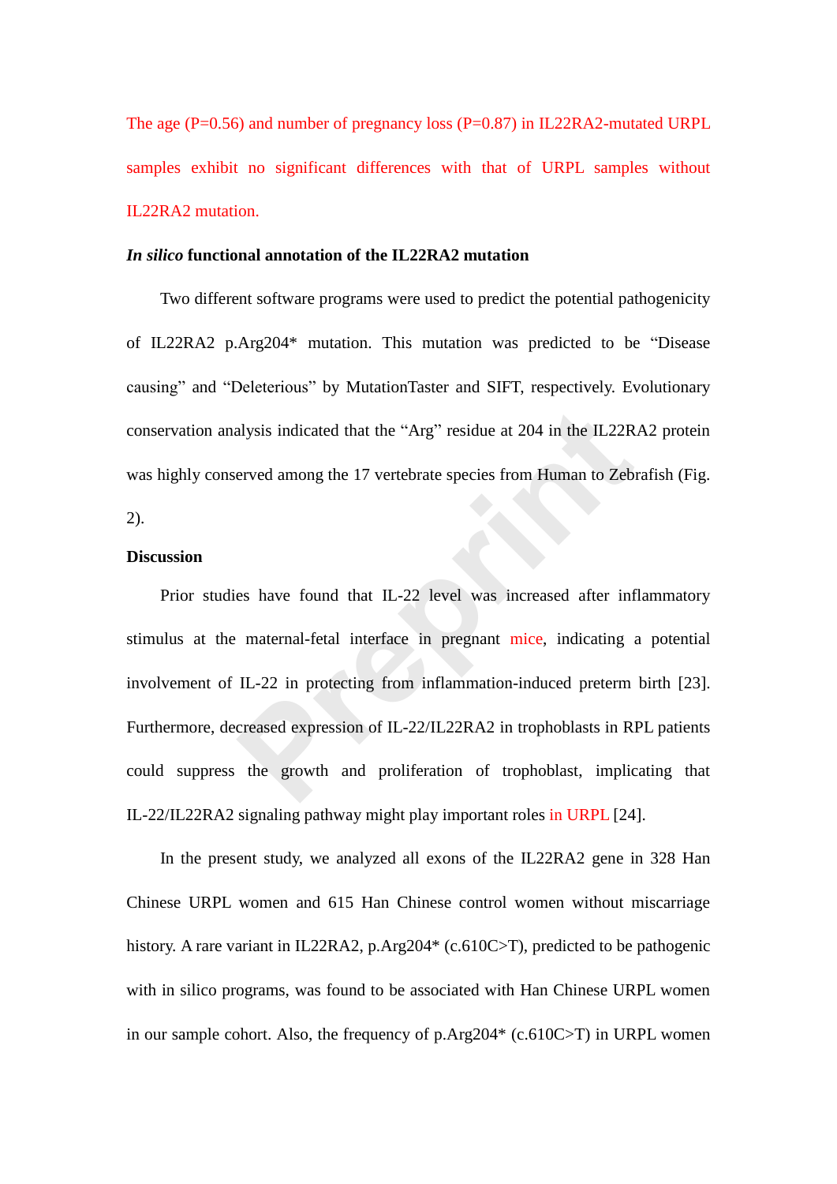The age (P=0.56) and number of pregnancy loss (P=0.87) in IL22RA2-mutated URPL samples exhibit no significant differences with that of URPL samples without IL22RA2 mutation.

***In silico* functional annotation of the IL22RA2 mutation**

Two different software programs were used to predict the potential pathogenicity of IL22RA2 p.Arg204* mutation. This mutation was predicted to be "Disease causing" and "Deleterious" by MutationTaster and SIFT, respectively. Evolutionary conservation analysis indicated that the "Arg" residue at 204 in the IL22RA2 protein was highly conserved among the 17 vertebrate species from Human to Zebrafish (Fig. 2).

**Discussion**

Prior studies have found that IL-22 level was increased after inflammatory stimulus at the maternal-fetal interface in pregnant mice, indicating a potential involvement of IL-22 in protecting from inflammation-induced preterm birth [23]. Furthermore, decreased expression of IL-22/IL22RA2 in trophoblasts in RPL patients could suppress the growth and proliferation of trophoblast, implicating that IL-22/IL22RA2 signaling pathway might play important roles in URPL [24].

In the present study, we analyzed all exons of the IL22RA2 gene in 328 Han Chinese URPL women and 615 Han Chinese control women without miscarriage history. A rare variant in IL22RA2, p.Arg204* (c.610C>T), predicted to be pathogenic with in silico programs, was found to be associated with Han Chinese URPL women in our sample cohort. Also, the frequency of p.Arg204* (c.610C>T) in URPL women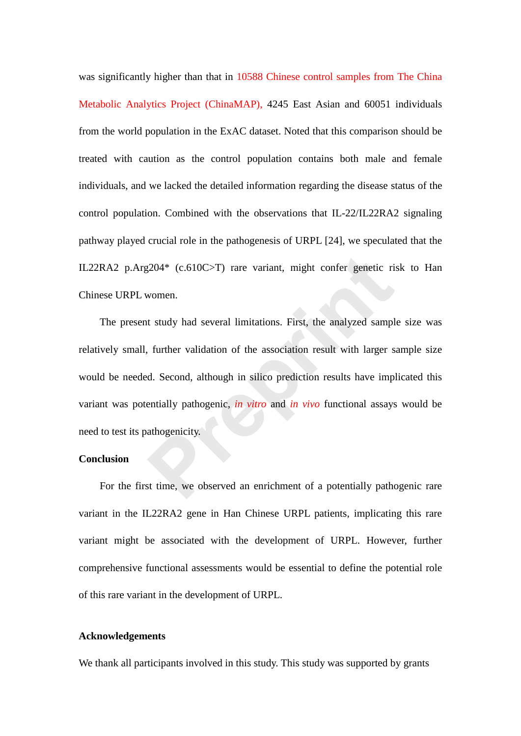was significantly higher than that in 10588 Chinese control samples from The China Metabolic Analytics Project (ChinaMAP), 4245 East Asian and 60051 individuals from the world population in the ExAC dataset. Noted that this comparison should be treated with caution as the control population contains both male and female individuals, and we lacked the detailed information regarding the disease status of the control population. Combined with the observations that IL-22/IL22RA2 signaling pathway played crucial role in the pathogenesis of URPL [24], we speculated that the IL22RA2 p.Arg204* (c.610C>T) rare variant, might confer genetic risk to Han Chinese URPL women.

The present study had several limitations. First, the analyzed sample size was relatively small, further validation of the association result with larger sample size would be needed. Second, although in silico prediction results have implicated this variant was potentially pathogenic, *in vitro* and *in vivo* functional assays would be need to test its pathogenicity.

**Conclusion**

For the first time, we observed an enrichment of a potentially pathogenic rare variant in the IL22RA2 gene in Han Chinese URPL patients, implicating this rare variant might be associated with the development of URPL. However, further comprehensive functional assessments would be essential to define the potential role of this rare variant in the development of URPL.

**Acknowledgements**

We thank all participants involved in this study. This study was supported by grants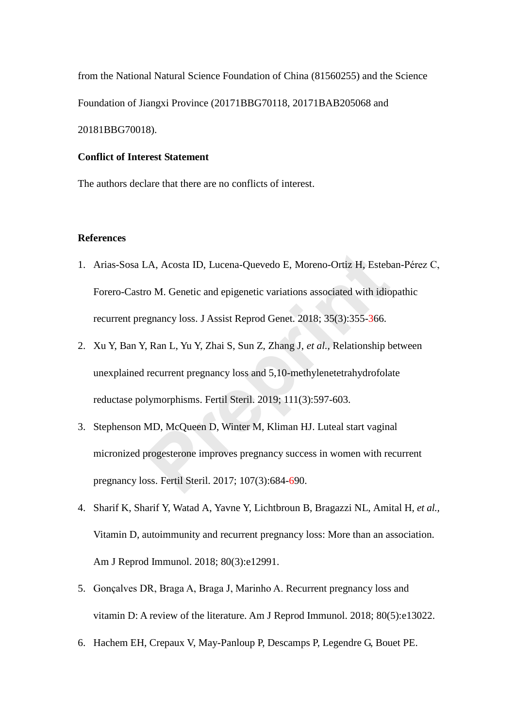from the National Natural Science Foundation of China (81560255) and the Science Foundation of Jiangxi Province (20171BBG70118, 20171BAB205068 and 20181BBG70018).

**Conflict of Interest Statement**

The authors declare that there are no conflicts of interest.

**References**

1. Arias-Sosa LA, Acosta ID, Lucena-Quevedo E, Moreno-Ortiz H, Esteban-Pérez C, Forero-Castro M. Genetic and epigenetic variations associated with idiopathic recurrent pregnancy loss. J Assist Reprod Genet. 2018; 35(3):355-366.
2. Xu Y, Ban Y, Ran L, Yu Y, Zhai S, Sun Z, Zhang J, *et al.*, Relationship between unexplained recurrent pregnancy loss and 5,10-methylenetetrahydrofolate reductase polymorphisms. Fertil Steril. 2019; 111(3):597-603.
3. Stephenson MD, McQueen D, Winter M, Kliman HJ. Luteal start vaginal micronized progesterone improves pregnancy success in women with recurrent pregnancy loss. Fertil Steril. 2017; 107(3):684-690.
4. Sharif K, Sharif Y, Watad A, Yavne Y, Lichtbroun B, Bragazzi NL, Amital H, *et al.*, Vitamin D, autoimmunity and recurrent pregnancy loss: More than an association. Am J Reprod Immunol. 2018; 80(3):e12991.
5. Gonçalves DR, Braga A, Braga J, Marinho A. Recurrent pregnancy loss and vitamin D: A review of the literature. Am J Reprod Immunol. 2018; 80(5):e13022.
6. Hachem EH, Crepaux V, May-Panloup P, Descamps P, Legendre G, Bouet PE.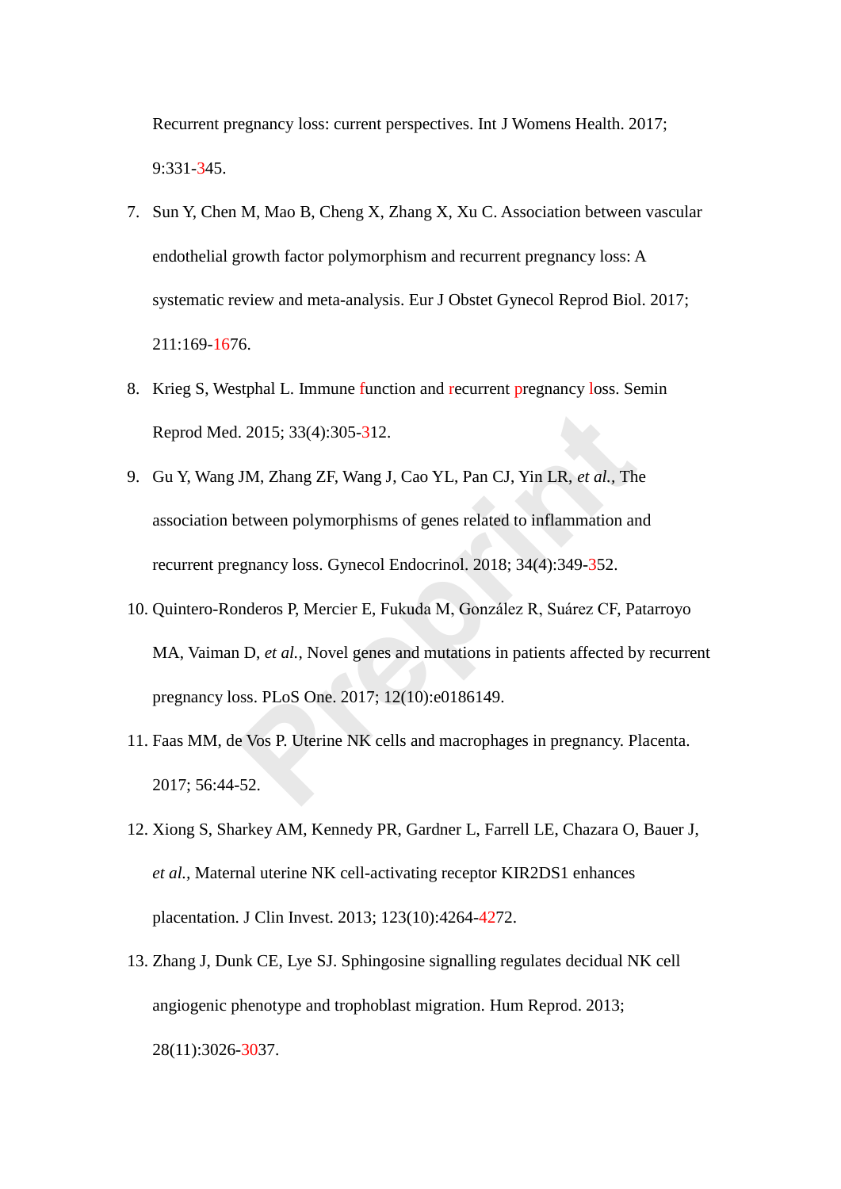Recurrent pregnancy loss: current perspectives. Int J Womens Health. 2017; 9:331-345.

7. Sun Y, Chen M, Mao B, Cheng X, Zhang X, Xu C. Association between vascular endothelial growth factor polymorphism and recurrent pregnancy loss: A systematic review and meta-analysis. Eur J Obstet Gynecol Reprod Biol. 2017; 211:169-1676.
8. Krieg S, Westphal L. Immune function and recurrent pregnancy loss. Semin Reprod Med. 2015; 33(4):305-312.
9. Gu Y, Wang JM, Zhang ZF, Wang J, Cao YL, Pan CJ, Yin LR, *et al.*, The association between polymorphisms of genes related to inflammation and recurrent pregnancy loss. Gynecol Endocrinol. 2018; 34(4):349-352.
10. Quintero-Ronderos P, Mercier E, Fukuda M, González R, Suárez CF, Patarroyo MA, Vaiman D, *et al.*, Novel genes and mutations in patients affected by recurrent pregnancy loss. PLoS One. 2017; 12(10):e0186149.
11. Faas MM, de Vos P. Uterine NK cells and macrophages in pregnancy. Placenta. 2017; 56:44-52.
12. Xiong S, Sharkey AM, Kennedy PR, Gardner L, Farrell LE, Chazara O, Bauer J, *et al.*, Maternal uterine NK cell-activating receptor KIR2DS1 enhances placentation. J Clin Invest. 2013; 123(10):4264-4272.
13. Zhang J, Dunk CE, Lye SJ. Sphingosine signalling regulates decidual NK cell angiogenic phenotype and trophoblast migration. Hum Reprod. 2013; 28(11):3026-3037.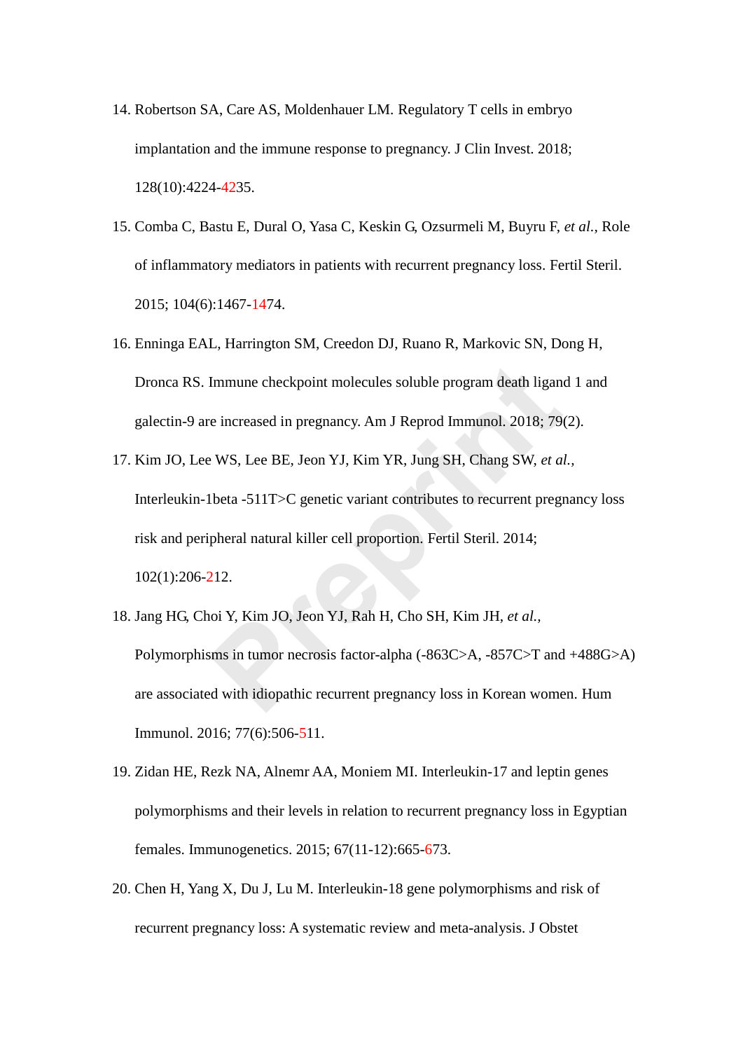14. Robertson SA, Care AS, Moldenhauer LM. Regulatory T cells in embryo implantation and the immune response to pregnancy. J Clin Invest. 2018; 128(10):4224-4235.
15. Comba C, Bastu E, Dural O, Yasa C, Keskin G, Ozsurmeli M, Buyru F, *et al.*, Role of inflammatory mediators in patients with recurrent pregnancy loss. Fertil Steril. 2015; 104(6):1467-1474.
16. Enninga EAL, Harrington SM, Creedon DJ, Ruano R, Markovic SN, Dong H, Dronca RS. Immune checkpoint molecules soluble program death ligand 1 and galectin-9 are increased in pregnancy. Am J Reprod Immunol. 2018; 79(2).
17. Kim JO, Lee WS, Lee BE, Jeon YJ, Kim YR, Jung SH, Chang SW, *et al.*, Interleukin-1beta -511T>C genetic variant contributes to recurrent pregnancy loss risk and peripheral natural killer cell proportion. Fertil Steril. 2014; 102(1):206-212.
18. Jang HG, Choi Y, Kim JO, Jeon YJ, Rah H, Cho SH, Kim JH, *et al.*, Polymorphisms in tumor necrosis factor-alpha (-863C>A, -857C>T and +488G>A) are associated with idiopathic recurrent pregnancy loss in Korean women. Hum Immunol. 2016; 77(6):506-511.
19. Zidan HE, Rezk NA, Alnemr AA, Moniem MI. Interleukin-17 and leptin genes polymorphisms and their levels in relation to recurrent pregnancy loss in Egyptian females. Immunogenetics. 2015; 67(11-12):665-673.
20. Chen H, Yang X, Du J, Lu M. Interleukin-18 gene polymorphisms and risk of recurrent pregnancy loss: A systematic review and meta-analysis. J Obstet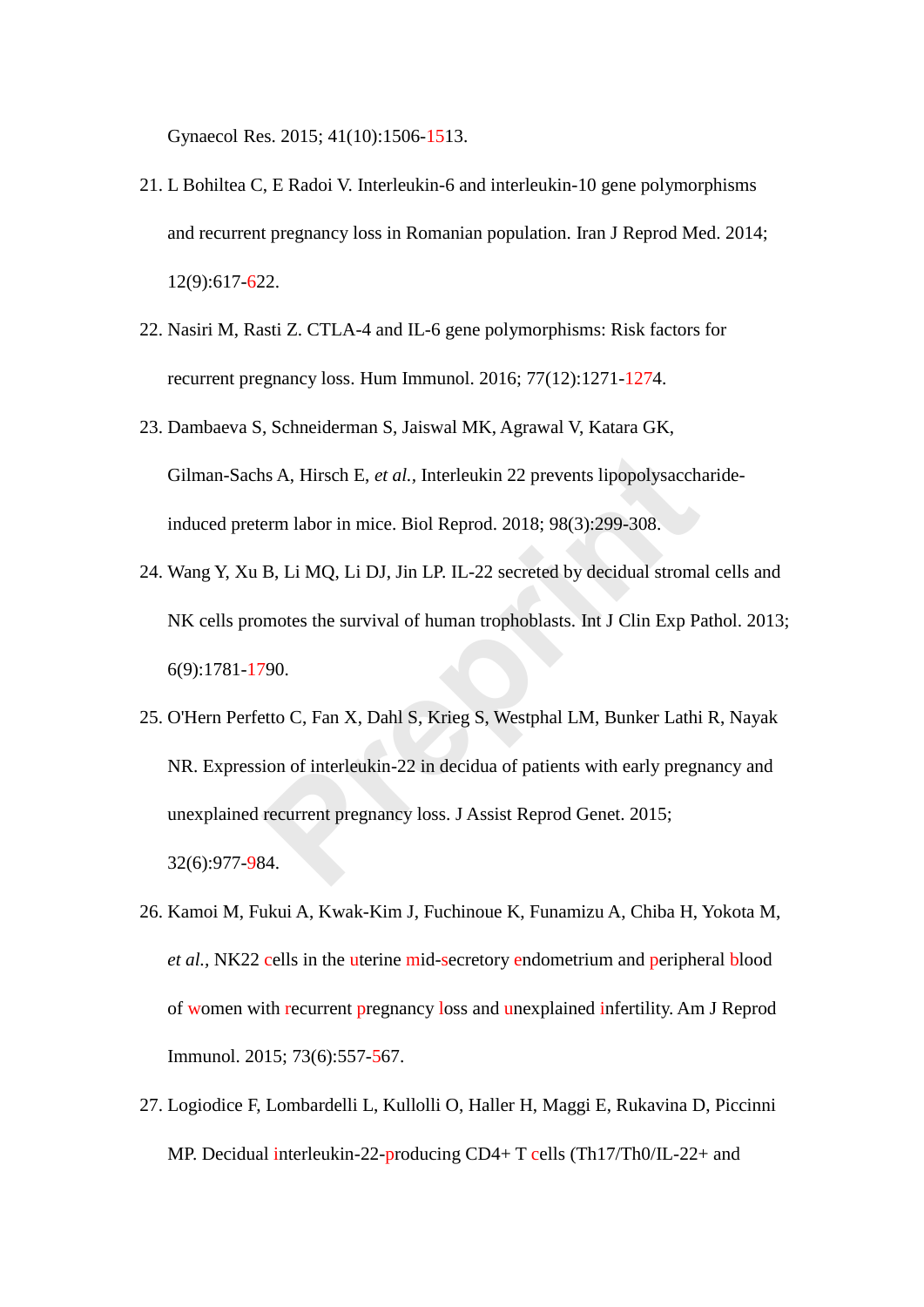Gynaecol Res. 2015; 41(10):1506-1513.

21. L Bohiltea C, E Radoi V. Interleukin-6 and interleukin-10 gene polymorphisms and recurrent pregnancy loss in Romanian population. Iran J Reprod Med. 2014; 12(9):617-622.
22. Nasiri M, Rasti Z. CTLA-4 and IL-6 gene polymorphisms: Risk factors for recurrent pregnancy loss. Hum Immunol. 2016; 77(12):1271-1274.
23. Dambaeva S, Schneiderman S, Jaiswal MK, Agrawal V, Katara GK, Gilman-Sachs A, Hirsch E, *et al.*, Interleukin 22 prevents lipopolysaccharide-induced preterm labor in mice. Biol Reprod. 2018; 98(3):299-308.
24. Wang Y, Xu B, Li MQ, Li DJ, Jin LP. IL-22 secreted by decidual stromal cells and NK cells promotes the survival of human trophoblasts. Int J Clin Exp Pathol. 2013; 6(9):1781-1790.
25. O'Hern Perfetto C, Fan X, Dahl S, Krieg S, Westphal LM, Bunker Lathi R, Nayak NR. Expression of interleukin-22 in decidua of patients with early pregnancy and unexplained recurrent pregnancy loss. J Assist Reprod Genet. 2015; 32(6):977-984.
26. Kamoi M, Fukui A, Kwak-Kim J, Fuchinoue K, Funamizu A, Chiba H, Yokota M, *et al.*, NK22 cells in the uterine mid-secretory endometrium and peripheral blood of women with recurrent pregnancy loss and unexplained infertility. Am J Reprod Immunol. 2015; 73(6):557-567.
27. Logiodice F, Lombardelli L, Kullolli O, Haller H, Maggi E, Rukavina D, Piccinni MP. Decidual interleukin-22-producing CD4+ T cells (Th17/Th0/IL-22+ and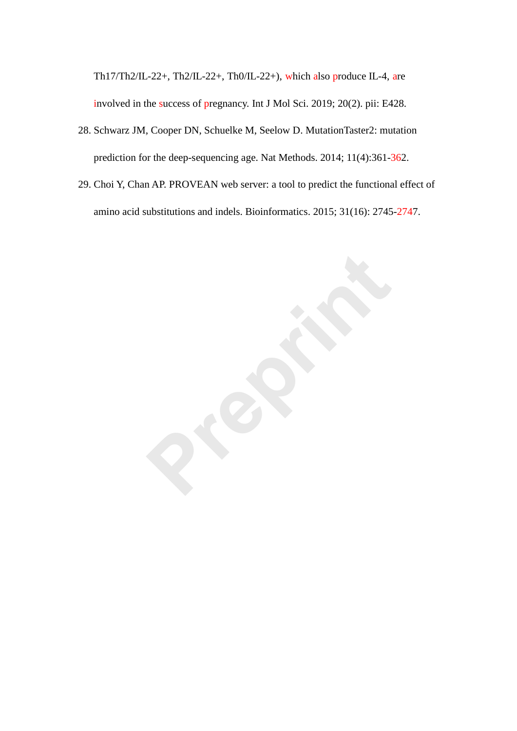Th17/Th2/IL-22+, Th2/IL-22+, Th0/IL-22+), which also produce IL-4, are involved in the success of pregnancy. Int J Mol Sci. 2019; 20(2). pii: E428.

28. Schwarz JM, Cooper DN, Schuelke M, Seelow D. MutationTaster2: mutation prediction for the deep-sequencing age. Nat Methods. 2014; 11(4):361-362.
29. Choi Y, Chan AP. PROVEAN web server: a tool to predict the functional effect of amino acid substitutions and indels. Bioinformatics. 2015; 31(16): 2745-2747.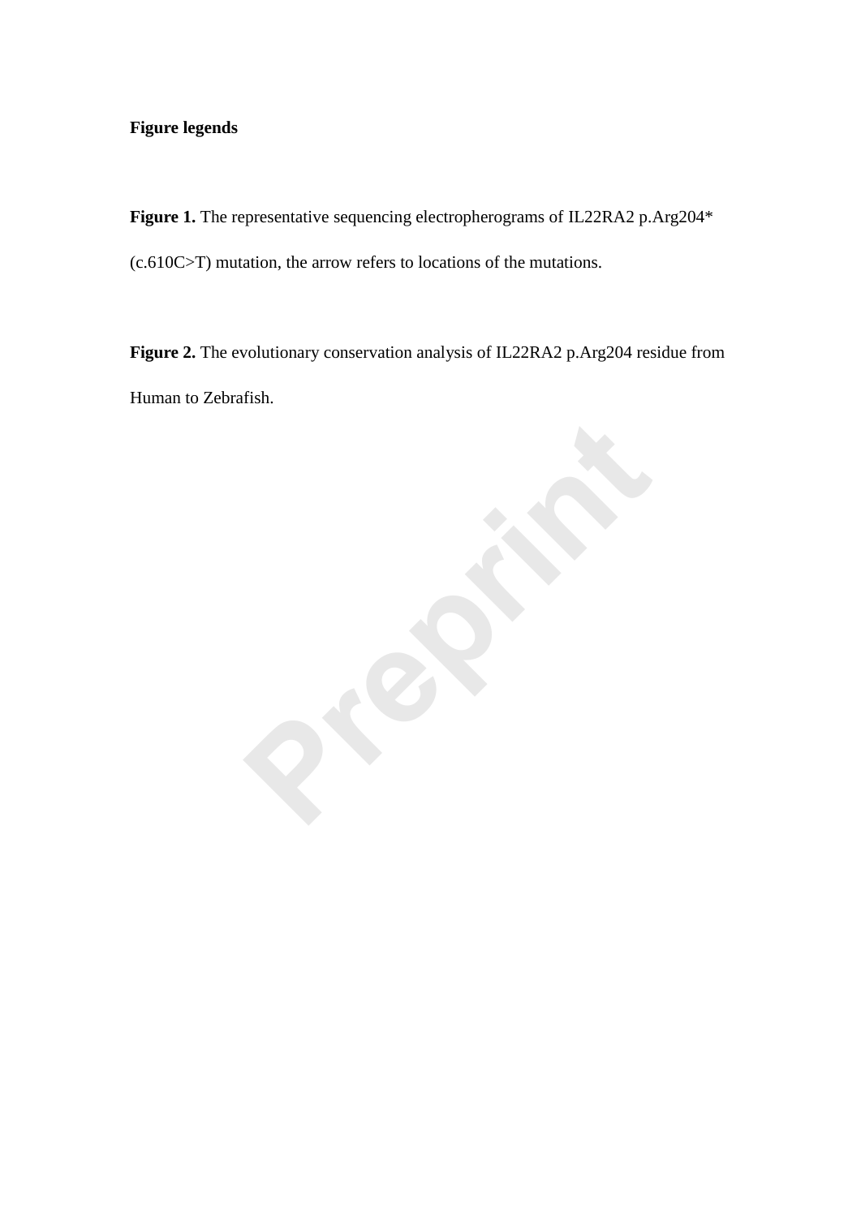**Figure legends**

**Figure 1.** The representative sequencing electropherograms of IL22RA2 p.Arg204* (c.610C>T) mutation, the arrow refers to locations of the mutations.

**Figure 2.** The evolutionary conservation analysis of IL22RA2 p.Arg204 residue from Human to Zebrafish.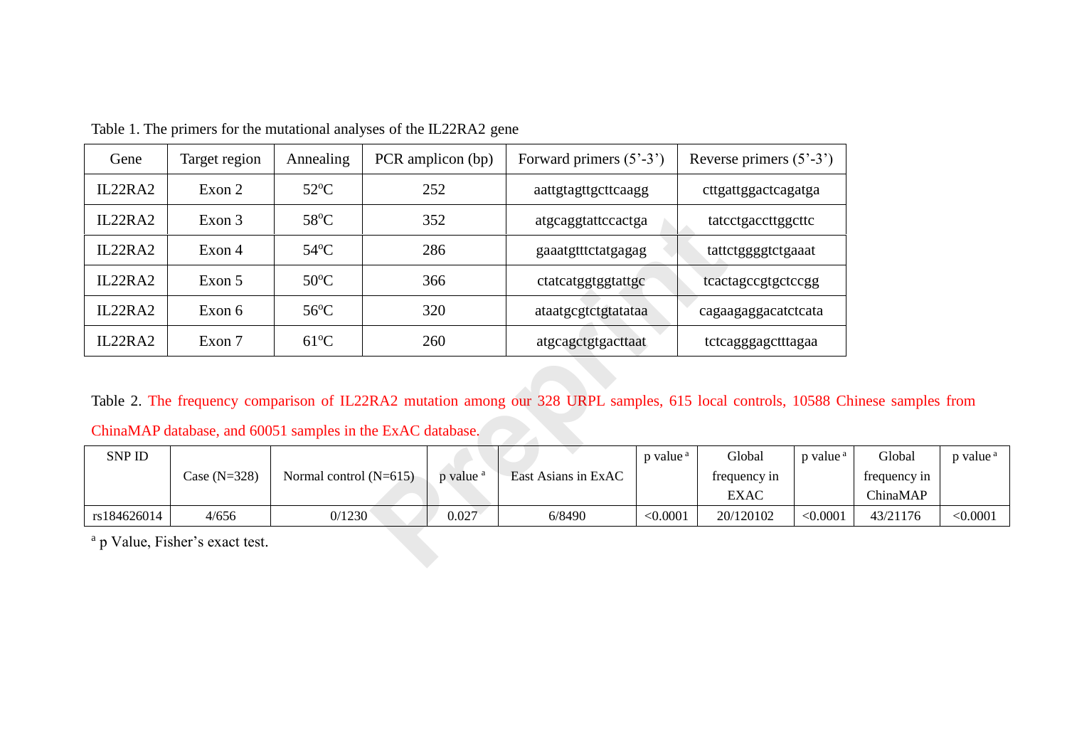Table 1. The primers for the mutational analyses of the IL22RA2 gene

| Gene | Target region | Annealing | PCR amplicon (bp) | Forward primers (5'-3') | Reverse primers (5'-3') |
|---|---|---|---|---|---|
| IL22RA2 | Exon 2 | 52°C | 252 | aattgtagttgcttcaagg | cttgattggactcagatga |
| IL22RA2 | Exon 3 | 58°C | 352 | atgcaggtattccactga | tatcctgaccttggcttc |
| IL22RA2 | Exon 4 | 54°C | 286 | gaaatgtttctatgagag | tattctggggtctgaaat |
| IL22RA2 | Exon 5 | 50°C | 366 | ctatcatggtggtattgc | tcactagccgtgctccgg |
| IL22RA2 | Exon 6 | 56°C | 320 | ataatgcgtctgtatataa | cagaagaggacatctcata |
| IL22RA2 | Exon 7 | 61°C | 260 | atgcagctgtgacttaat | tctcagggagctttagaa |

Table 2. The frequency comparison of IL22RA2 mutation among our 328 URPL samples, 615 local controls, 10588 Chinese samples from ChinaMAP database, and 60051 samples in the ExAC database.

| SNP ID | Case (N=328) | Normal control (N=615) | p value [a] | East Asians in ExAC | p value [a] | Global frequency in EXAC | p value [a] | Global frequency in ChinaMAP | p value [a] |
|---|---|---|---|---|---|---|---|---|---|
| rs184626014 | 4/656 | 0/1230 | 0.027 | 6/8490 | <0.0001 | 20/120102 | <0.0001 | 43/21176 | <0.0001 |

[a] p Value, Fisher's exact test.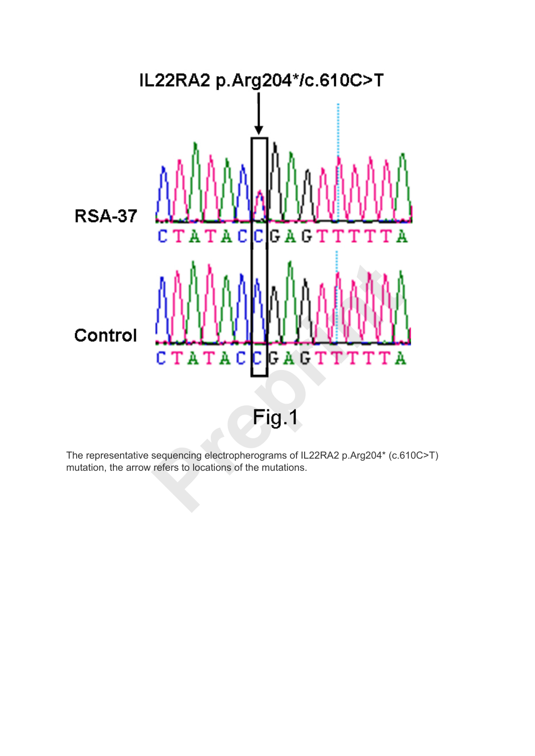Fig.1

The representative sequencing electropherograms of IL22RA2 p.Arg204* (c.610C>T) mutation, the arrow refers to locations of the mutations.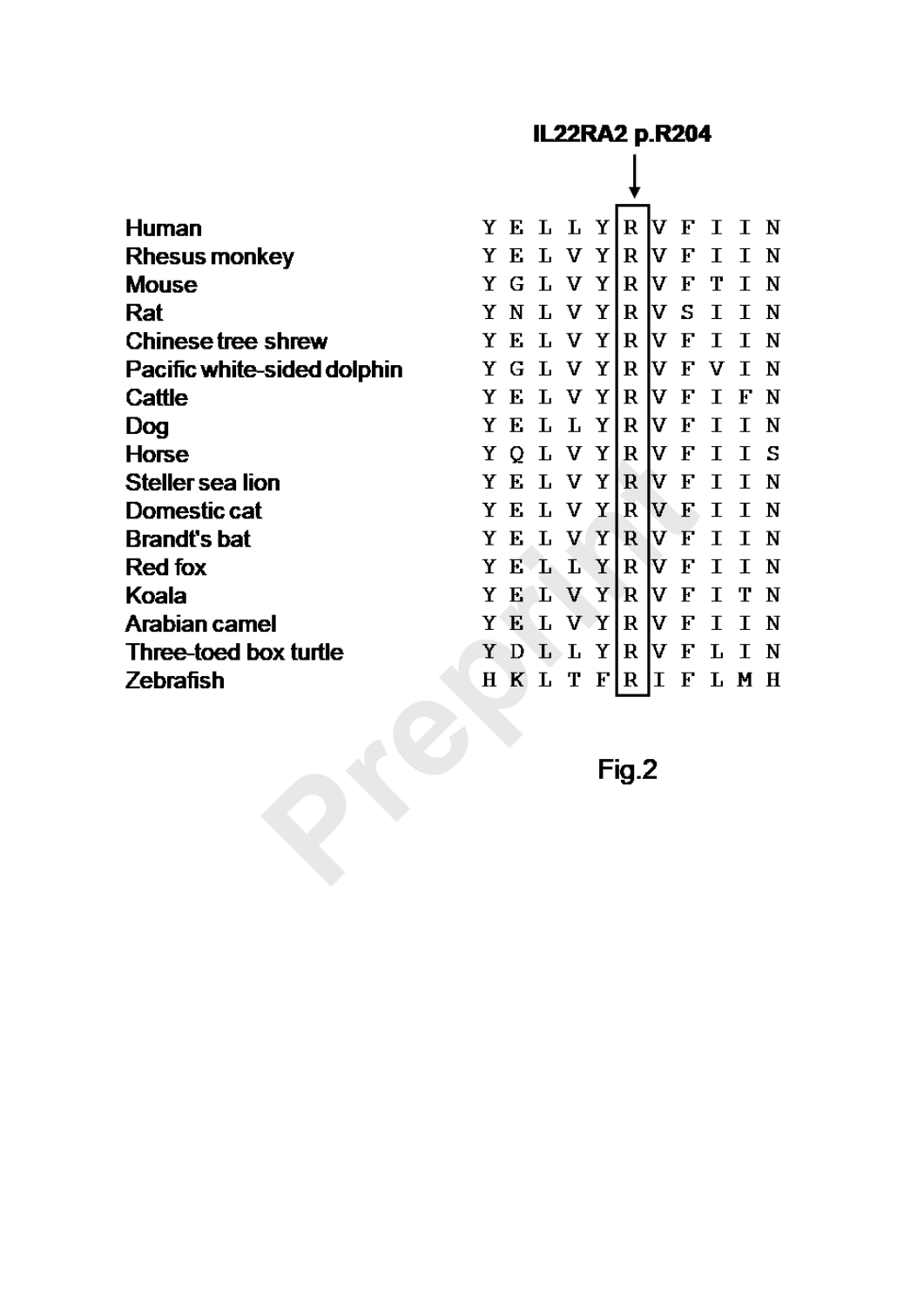IL22RA2 p.R204

| | |
|---|---|
| Human | Y E L L Y R V F I I N |
| Rhesus monkey | Y E L V Y R V F I I N |
| Mouse | Y G L V Y R V F T I N |
| Rat | Y N L V Y R V S I I N |
| Chinese tree shrew | Y E L V Y R V F I I N |
| Pacific white-sided dolphin | Y G L V Y R V F V I N |
| Cattle | Y E L V Y R V F I F N |
| Dog | Y E L L Y R V F I I N |
| Horse | Y Q L V Y R V F I I S |
| Steller sea lion | Y E L V Y R V F I I N |
| Domestic cat | Y E L V Y R V F I I N |
| Brandt's bat | Y E L V Y R V F I I N |
| Red fox | Y E L L Y R V F I I N |
| Koala | Y E L V Y R V F I T N |
| Arabian camel | Y E L V Y R V F I I N |
| Three-toed box turtle | Y D L L Y R V F L I N |
| Zebrafish | H K L T F R I F L M H |

Fig.2